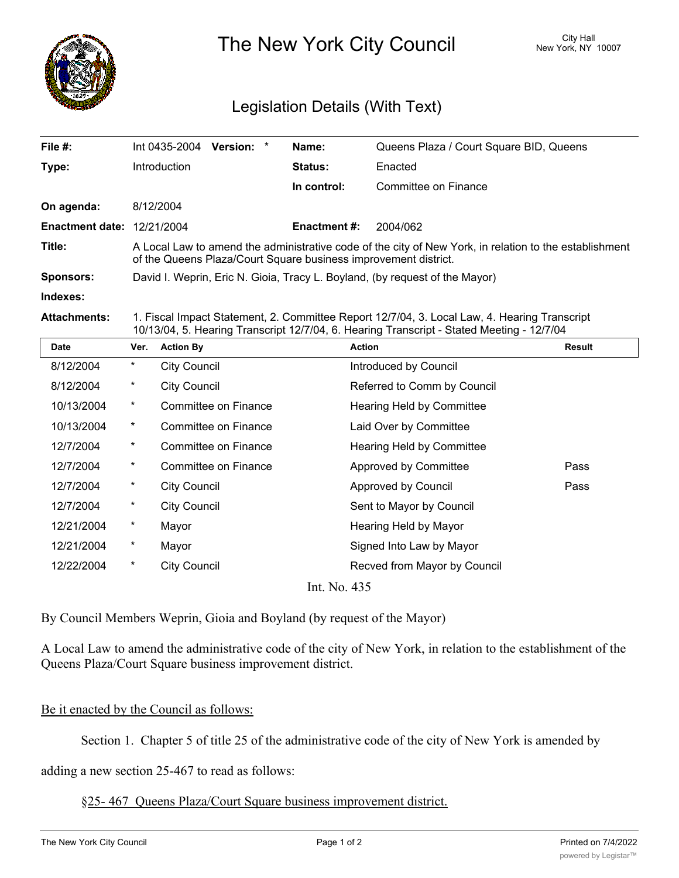# The New York City Council

City Hall
New York, NY 10007

## Legislation Details (With Text)

| | | | |
|---|---|---|---|
| **File #:** | Int 0435-2004 **Version:** * | **Name:** | Queens Plaza / Court Square BID, Queens |
| **Type:** | Introduction | **Status:** | Enacted |
| | | **In control:** | Committee on Finance |
| **On agenda:** | 8/12/2004 | | |
| **Enactment date:** | 12/21/2004 | **Enactment #:** | 2004/062 |

**Title:** A Local Law to amend the administrative code of the city of New York, in relation to the establishment of the Queens Plaza/Court Square business improvement district.

**Sponsors:** David I. Weprin, Eric N. Gioia, Tracy L. Boyland, (by request of the Mayor)

**Indexes:**

**Attachments:** 1. Fiscal Impact Statement, 2. Committee Report 12/7/04, 3. Local Law, 4. Hearing Transcript 10/13/04, 5. Hearing Transcript 12/7/04, 6. Hearing Transcript - Stated Meeting - 12/7/04

| Date | Ver. | Action By | Action | Result |
|---|---|---|---|---|
| 8/12/2004 | * | City Council | Introduced by Council | |
| 8/12/2004 | * | City Council | Referred to Comm by Council | |
| 10/13/2004 | * | Committee on Finance | Hearing Held by Committee | |
| 10/13/2004 | * | Committee on Finance | Laid Over by Committee | |
| 12/7/2004 | * | Committee on Finance | Hearing Held by Committee | |
| 12/7/2004 | * | Committee on Finance | Approved by Committee | Pass |
| 12/7/2004 | * | City Council | Approved by Council | Pass |
| 12/7/2004 | * | City Council | Sent to Mayor by Council | |
| 12/21/2004 | * | Mayor | Hearing Held by Mayor | |
| 12/21/2004 | * | Mayor | Signed Into Law by Mayor | |
| 12/22/2004 | * | City Council | Recved from Mayor by Council | |

Int. No. 435

By Council Members Weprin, Gioia and Boyland (by request of the Mayor)

A Local Law to amend the administrative code of the city of New York, in relation to the establishment of the Queens Plaza/Court Square business improvement district.

Be it enacted by the Council as follows:

Section 1. Chapter 5 of title 25 of the administrative code of the city of New York is amended by adding a new section 25-467 to read as follows:

§25- 467 Queens Plaza/Court Square business improvement district.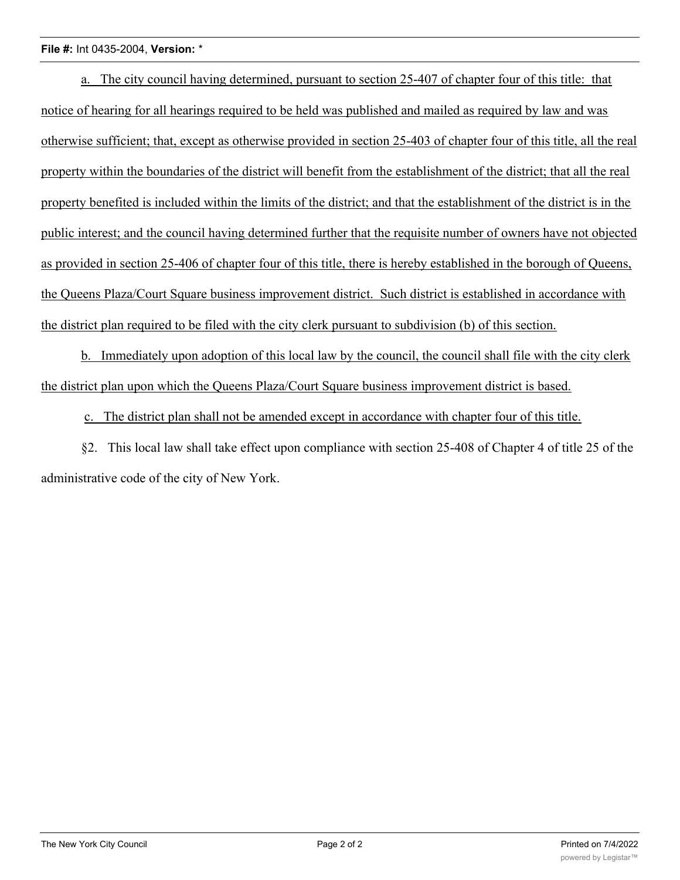a. The city council having determined, pursuant to section 25-407 of chapter four of this title: that notice of hearing for all hearings required to be held was published and mailed as required by law and was otherwise sufficient; that, except as otherwise provided in section 25-403 of chapter four of this title, all the real property within the boundaries of the district will benefit from the establishment of the district; that all the real property benefited is included within the limits of the district; and that the establishment of the district is in the public interest; and the council having determined further that the requisite number of owners have not objected as provided in section 25-406 of chapter four of this title, there is hereby established in the borough of Queens, the Queens Plaza/Court Square business improvement district. Such district is established in accordance with the district plan required to be filed with the city clerk pursuant to subdivision (b) of this section.

b. Immediately upon adoption of this local law by the council, the council shall file with the city clerk the district plan upon which the Queens Plaza/Court Square business improvement district is based.

c. The district plan shall not be amended except in accordance with chapter four of this title.

§2. This local law shall take effect upon compliance with section 25-408 of Chapter 4 of title 25 of the administrative code of the city of New York.